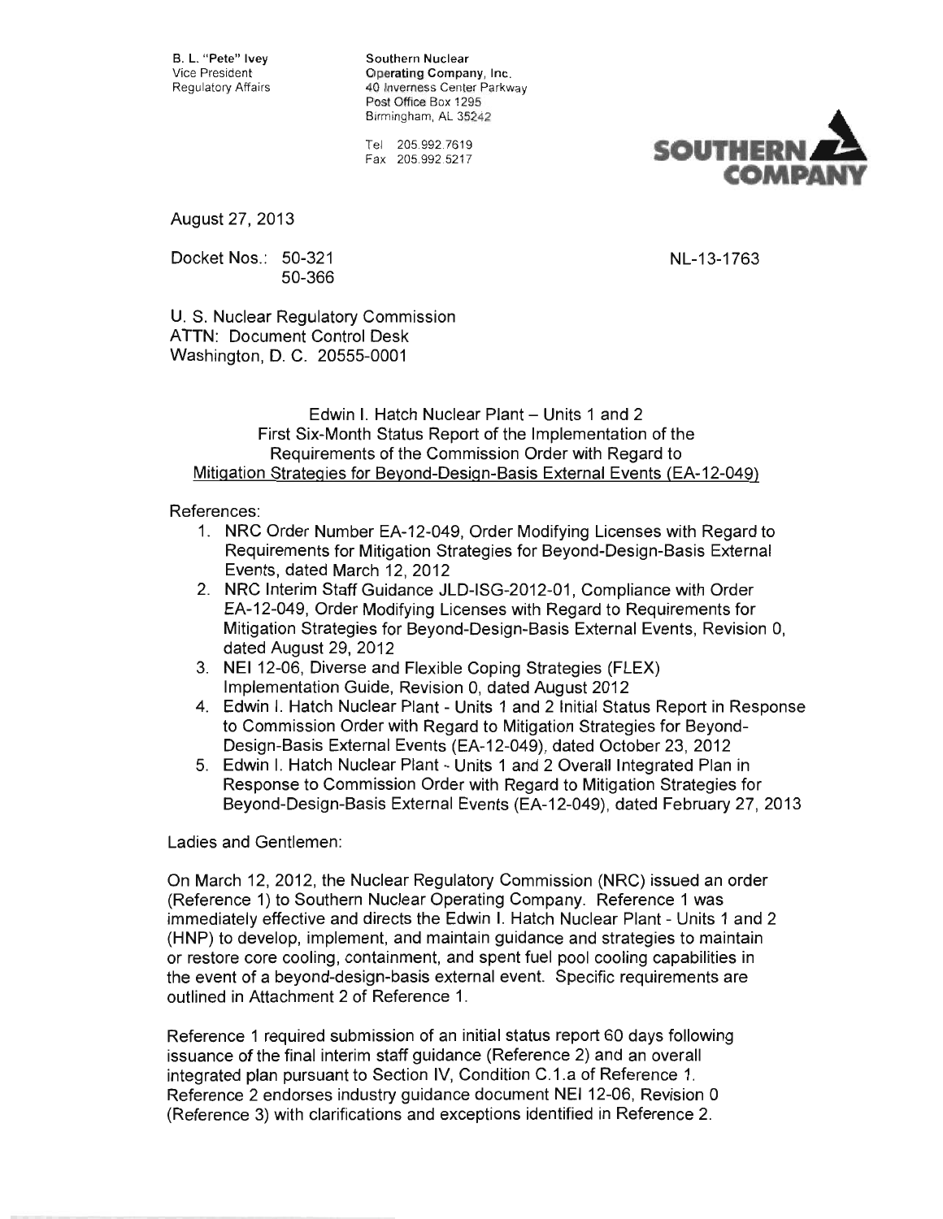B. L. "Pete" Ivey
Vice President
Regulatory Affairs

Southern Nuclear
Operating Company, Inc.
40 Inverness Center Parkway
Post Office Box 1295
Birmingham, AL 35242

Tel 205.992.7619
Fax 205.992.5217

**SOUTHERN COMPANY**

August 27, 2013

Docket Nos.: 50-321
50-366

NL-13-1763

U. S. Nuclear Regulatory Commission
ATTN: Document Control Desk
Washington, D. C. 20555-0001

Edwin I. Hatch Nuclear Plant – Units 1 and 2
First Six-Month Status Report of the Implementation of the
Requirements of the Commission Order with Regard to
Mitigation Strategies for Beyond-Design-Basis External Events (EA-12-049)

References:

1. NRC Order Number EA-12-049, Order Modifying Licenses with Regard to Requirements for Mitigation Strategies for Beyond-Design-Basis External Events, dated March 12, 2012
2. NRC Interim Staff Guidance JLD-ISG-2012-01, Compliance with Order EA-12-049, Order Modifying Licenses with Regard to Requirements for Mitigation Strategies for Beyond-Design-Basis External Events, Revision 0, dated August 29, 2012
3. NEI 12-06, Diverse and Flexible Coping Strategies (FLEX) Implementation Guide, Revision 0, dated August 2012
4. Edwin I. Hatch Nuclear Plant - Units 1 and 2 Initial Status Report in Response to Commission Order with Regard to Mitigation Strategies for Beyond-Design-Basis External Events (EA-12-049), dated October 23, 2012
5. Edwin I. Hatch Nuclear Plant - Units 1 and 2 Overall Integrated Plan in Response to Commission Order with Regard to Mitigation Strategies for Beyond-Design-Basis External Events (EA-12-049), dated February 27, 2013

Ladies and Gentlemen:

On March 12, 2012, the Nuclear Regulatory Commission (NRC) issued an order (Reference 1) to Southern Nuclear Operating Company. Reference 1 was immediately effective and directs the Edwin I. Hatch Nuclear Plant - Units 1 and 2 (HNP) to develop, implement, and maintain guidance and strategies to maintain or restore core cooling, containment, and spent fuel pool cooling capabilities in the event of a beyond-design-basis external event. Specific requirements are outlined in Attachment 2 of Reference 1.

Reference 1 required submission of an initial status report 60 days following issuance of the final interim staff guidance (Reference 2) and an overall integrated plan pursuant to Section IV, Condition C.1.a of Reference 1. Reference 2 endorses industry guidance document NEI 12-06, Revision 0 (Reference 3) with clarifications and exceptions identified in Reference 2.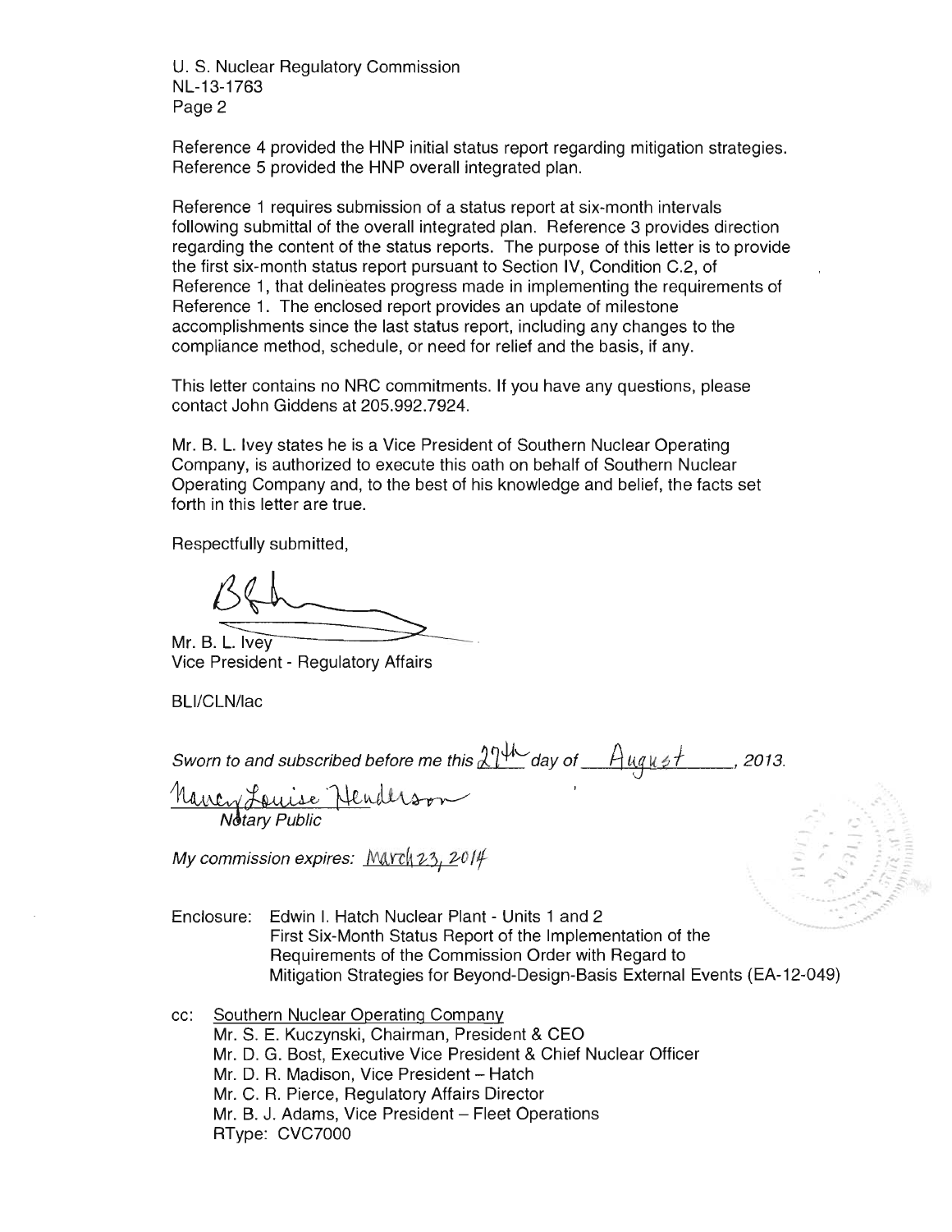U. S. Nuclear Regulatory Commission
NL-13-1763

Reference 4 provided the HNP initial status report regarding mitigation strategies. Reference 5 provided the HNP overall integrated plan.

Reference 1 requires submission of a status report at six-month intervals following submittal of the overall integrated plan. Reference 3 provides direction regarding the content of the status reports. The purpose of this letter is to provide the first six-month status report pursuant to Section IV, Condition C.2, of Reference 1, that delineates progress made in implementing the requirements of Reference 1. The enclosed report provides an update of milestone accomplishments since the last status report, including any changes to the compliance method, schedule, or need for relief and the basis, if any.

This letter contains no NRC commitments. If you have any questions, please contact John Giddens at 205.992.7924.

Mr. B. L. Ivey states he is a Vice President of Southern Nuclear Operating Company, is authorized to execute this oath on behalf of Southern Nuclear Operating Company and, to the best of his knowledge and belief, the facts set forth in this letter are true.

Respectfully submitted,

Mr. B. L. Ivey
Vice President - Regulatory Affairs

BLI/CLN/lac

*Sworn to and subscribed before me this* 27th *day of* August, *2013.*

Nancy Louise Henderson
*Notary Public*

*My commission expires:* March 23, 2014

Enclosure: Edwin I. Hatch Nuclear Plant - Units 1 and 2
First Six-Month Status Report of the Implementation of the Requirements of the Commission Order with Regard to Mitigation Strategies for Beyond-Design-Basis External Events (EA-12-049)

cc: Southern Nuclear Operating Company
Mr. S. E. Kuczynski, Chairman, President & CEO
Mr. D. G. Bost, Executive Vice President & Chief Nuclear Officer
Mr. D. R. Madison, Vice President – Hatch
Mr. C. R. Pierce, Regulatory Affairs Director
Mr. B. J. Adams, Vice President – Fleet Operations
RType: CVC7000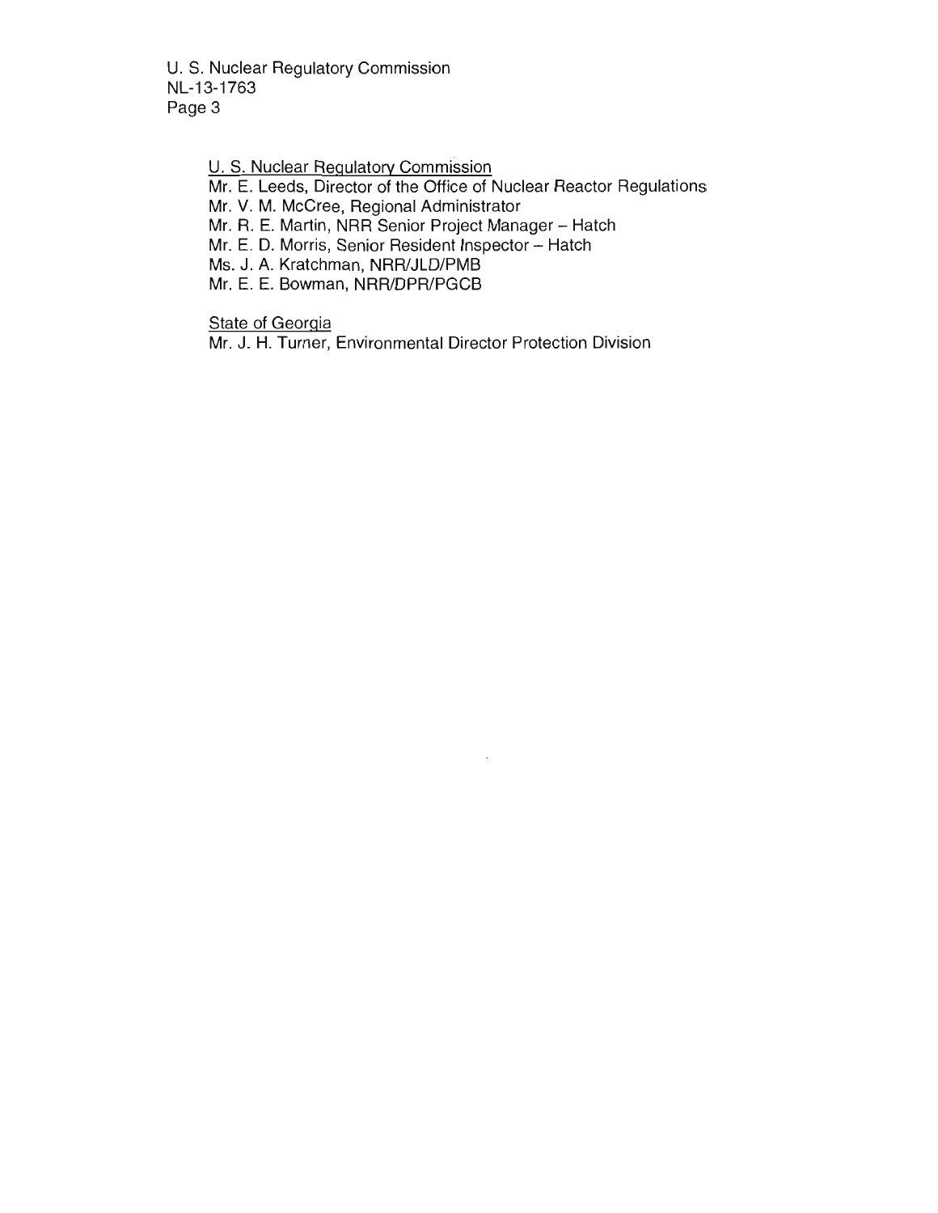U. S. Nuclear Regulatory Commission

Mr. E. Leeds, Director of the Office of Nuclear Reactor Regulations
Mr. V. M. McCree, Regional Administrator
Mr. R. E. Martin, NRR Senior Project Manager – Hatch
Mr. E. D. Morris, Senior Resident Inspector – Hatch
Ms. J. A. Kratchman, NRR/JLD/PMB
Mr. E. E. Bowman, NRR/DPR/PGCB

State of Georgia

Mr. J. H. Turner, Environmental Director Protection Division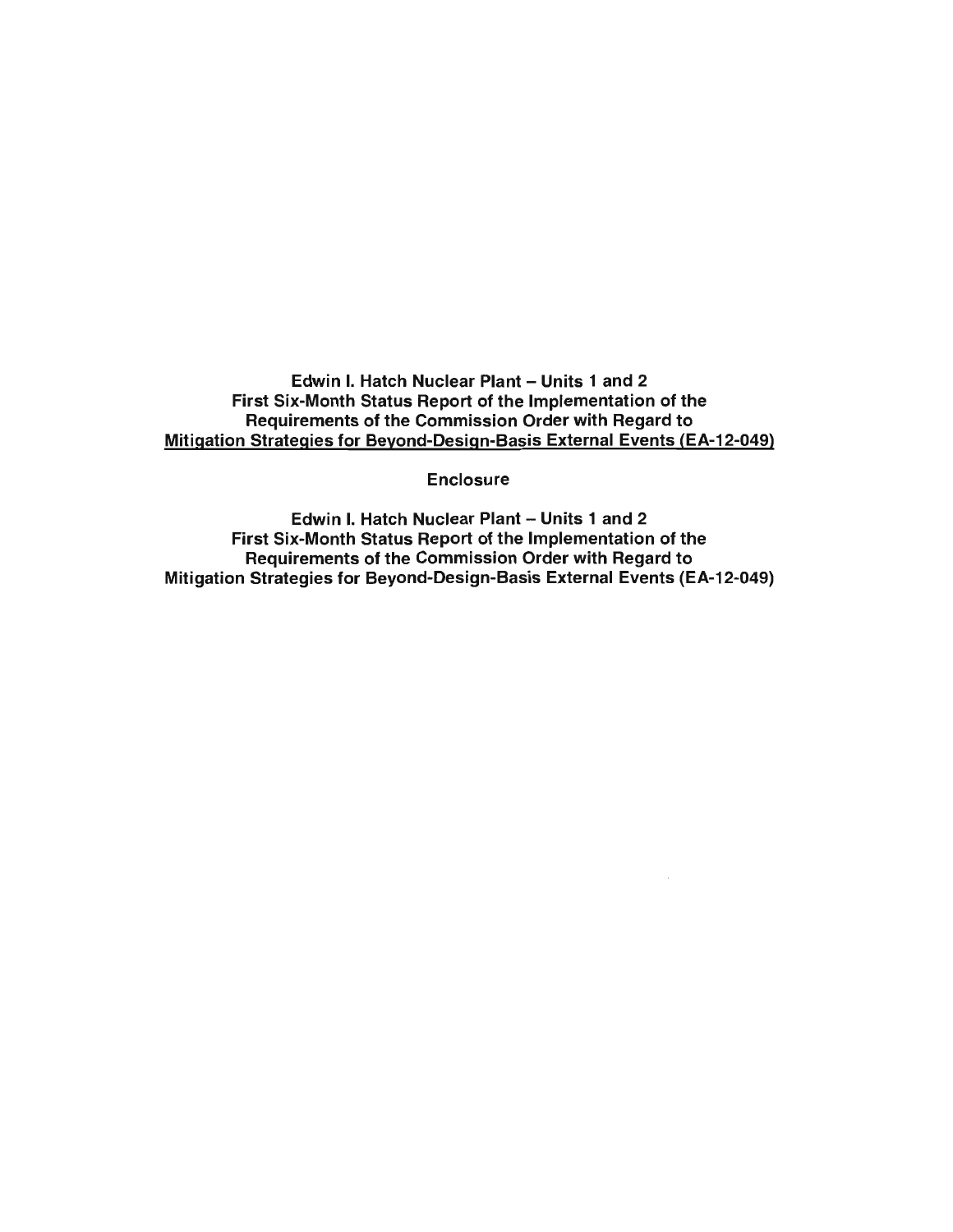**Edwin I. Hatch Nuclear Plant – Units 1 and 2**
**First Six-Month Status Report of the Implementation of the**
**Requirements of the Commission Order with Regard to**
**Mitigation Strategies for Beyond-Design-Basis External Events (EA-12-049)**

**Enclosure**

**Edwin I. Hatch Nuclear Plant – Units 1 and 2**
**First Six-Month Status Report of the Implementation of the**
**Requirements of the Commission Order with Regard to**
**Mitigation Strategies for Beyond-Design-Basis External Events (EA-12-049)**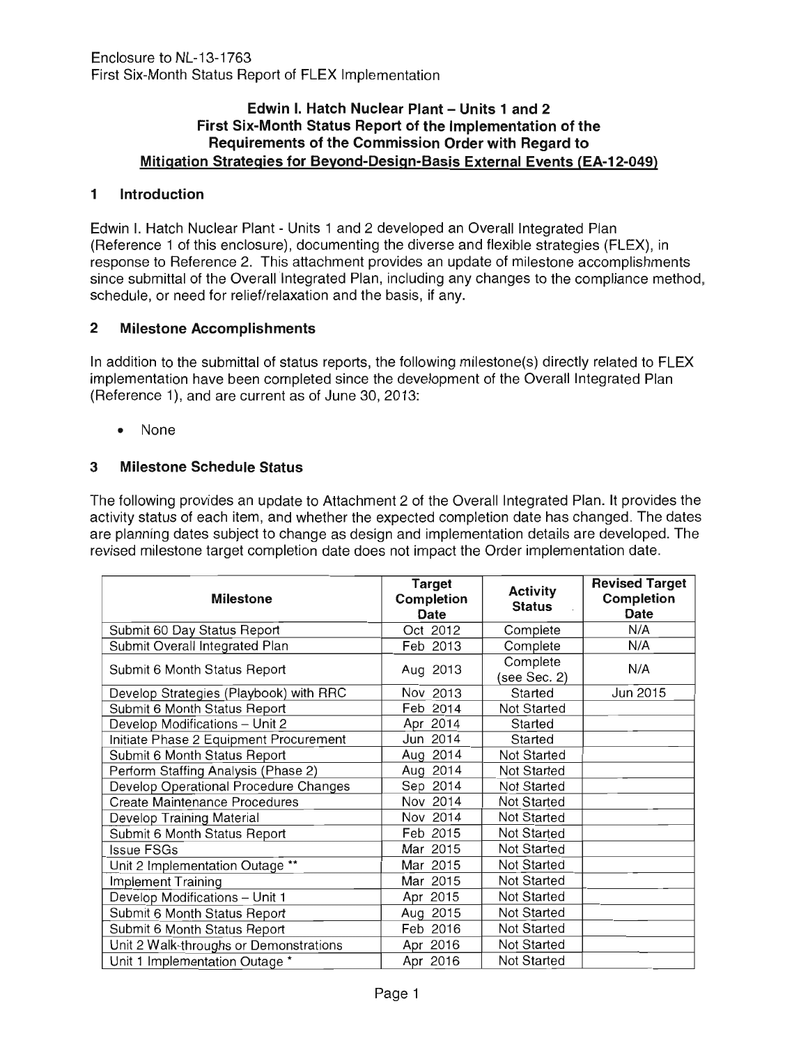Enclosure to NL-13-1763
First Six-Month Status Report of FLEX Implementation

**Edwin I. Hatch Nuclear Plant – Units 1 and 2**
**First Six-Month Status Report of the Implementation of the Requirements of the Commission Order with Regard to Mitigation Strategies for Beyond-Design-Basis External Events (EA-12-049)**

## 1 Introduction

Edwin I. Hatch Nuclear Plant - Units 1 and 2 developed an Overall Integrated Plan (Reference 1 of this enclosure), documenting the diverse and flexible strategies (FLEX), in response to Reference 2. This attachment provides an update of milestone accomplishments since submittal of the Overall Integrated Plan, including any changes to the compliance method, schedule, or need for relief/relaxation and the basis, if any.

## 2 Milestone Accomplishments

In addition to the submittal of status reports, the following milestone(s) directly related to FLEX implementation have been completed since the development of the Overall Integrated Plan (Reference 1), and are current as of June 30, 2013:

- None

## 3 Milestone Schedule Status

The following provides an update to Attachment 2 of the Overall Integrated Plan. It provides the activity status of each item, and whether the expected completion date has changed. The dates are planning dates subject to change as design and implementation details are developed. The revised milestone target completion date does not impact the Order implementation date.

| Milestone | Target Completion Date | Activity Status | Revised Target Completion Date |
|---|---|---|---|
| Submit 60 Day Status Report | Oct 2012 | Complete | N/A |
| Submit Overall Integrated Plan | Feb 2013 | Complete | N/A |
| Submit 6 Month Status Report | Aug 2013 | Complete (see Sec. 2) | N/A |
| Develop Strategies (Playbook) with RRC | Nov 2013 | Started | Jun 2015 |
| Submit 6 Month Status Report | Feb 2014 | Not Started | |
| Develop Modifications – Unit 2 | Apr 2014 | Started | |
| Initiate Phase 2 Equipment Procurement | Jun 2014 | Started | |
| Submit 6 Month Status Report | Aug 2014 | Not Started | |
| Perform Staffing Analysis (Phase 2) | Aug 2014 | Not Started | |
| Develop Operational Procedure Changes | Sep 2014 | Not Started | |
| Create Maintenance Procedures | Nov 2014 | Not Started | |
| Develop Training Material | Nov 2014 | Not Started | |
| Submit 6 Month Status Report | Feb 2015 | Not Started | |
| Issue FSGs | Mar 2015 | Not Started | |
| Unit 2 Implementation Outage ** | Mar 2015 | Not Started | |
| Implement Training | Mar 2015 | Not Started | |
| Develop Modifications – Unit 1 | Apr 2015 | Not Started | |
| Submit 6 Month Status Report | Aug 2015 | Not Started | |
| Submit 6 Month Status Report | Feb 2016 | Not Started | |
| Unit 2 Walk-throughs or Demonstrations | Apr 2016 | Not Started | |
| Unit 1 Implementation Outage * | Apr 2016 | Not Started | |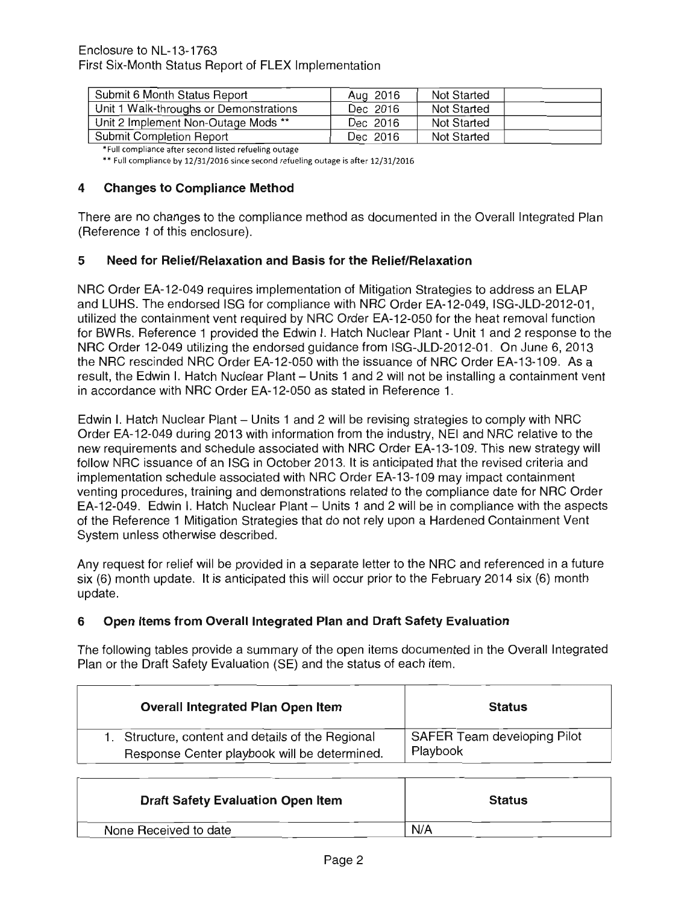| Submit 6 Month Status Report | Aug 2016 | Not Started | |
|---|---|---|---|
| Unit 1 Walk-throughs or Demonstrations | Dec 2016 | Not Started | |
| Unit 2 Implement Non-Outage Mods ** | Dec 2016 | Not Started | |
| Submit Completion Report | Dec 2016 | Not Started | |

*Full compliance after second listed refueling outage

** Full compliance by 12/31/2016 since second refueling outage is after 12/31/2016

## 4 Changes to Compliance Method

There are no changes to the compliance method as documented in the Overall Integrated Plan (Reference 1 of this enclosure).

## 5 Need for Relief/Relaxation and Basis for the Relief/Relaxation

NRC Order EA-12-049 requires implementation of Mitigation Strategies to address an ELAP and LUHS. The endorsed ISG for compliance with NRC Order EA-12-049, ISG-JLD-2012-01, utilized the containment vent required by NRC Order EA-12-050 for the heat removal function for BWRs. Reference 1 provided the Edwin I. Hatch Nuclear Plant - Unit 1 and 2 response to the NRC Order 12-049 utilizing the endorsed guidance from ISG-JLD-2012-01. On June 6, 2013 the NRC rescinded NRC Order EA-12-050 with the issuance of NRC Order EA-13-109. As a result, the Edwin I. Hatch Nuclear Plant – Units 1 and 2 will not be installing a containment vent in accordance with NRC Order EA-12-050 as stated in Reference 1.

Edwin I. Hatch Nuclear Plant – Units 1 and 2 will be revising strategies to comply with NRC Order EA-12-049 during 2013 with information from the industry, NEI and NRC relative to the new requirements and schedule associated with NRC Order EA-13-109. This new strategy will follow NRC issuance of an ISG in October 2013. It is anticipated that the revised criteria and implementation schedule associated with NRC Order EA-13-109 may impact containment venting procedures, training and demonstrations related to the compliance date for NRC Order EA-12-049. Edwin I. Hatch Nuclear Plant – Units 1 and 2 will be in compliance with the aspects of the Reference 1 Mitigation Strategies that do not rely upon a Hardened Containment Vent System unless otherwise described.

Any request for relief will be provided in a separate letter to the NRC and referenced in a future six (6) month update. It is anticipated this will occur prior to the February 2014 six (6) month update.

## 6 Open Items from Overall Integrated Plan and Draft Safety Evaluation

The following tables provide a summary of the open items documented in the Overall Integrated Plan or the Draft Safety Evaluation (SE) and the status of each item.

| Overall Integrated Plan Open Item | Status |
|---|---|
| 1. Structure, content and details of the Regional Response Center playbook will be determined. | SAFER Team developing Pilot Playbook |

| Draft Safety Evaluation Open Item | Status |
|---|---|
| None Received to date | N/A |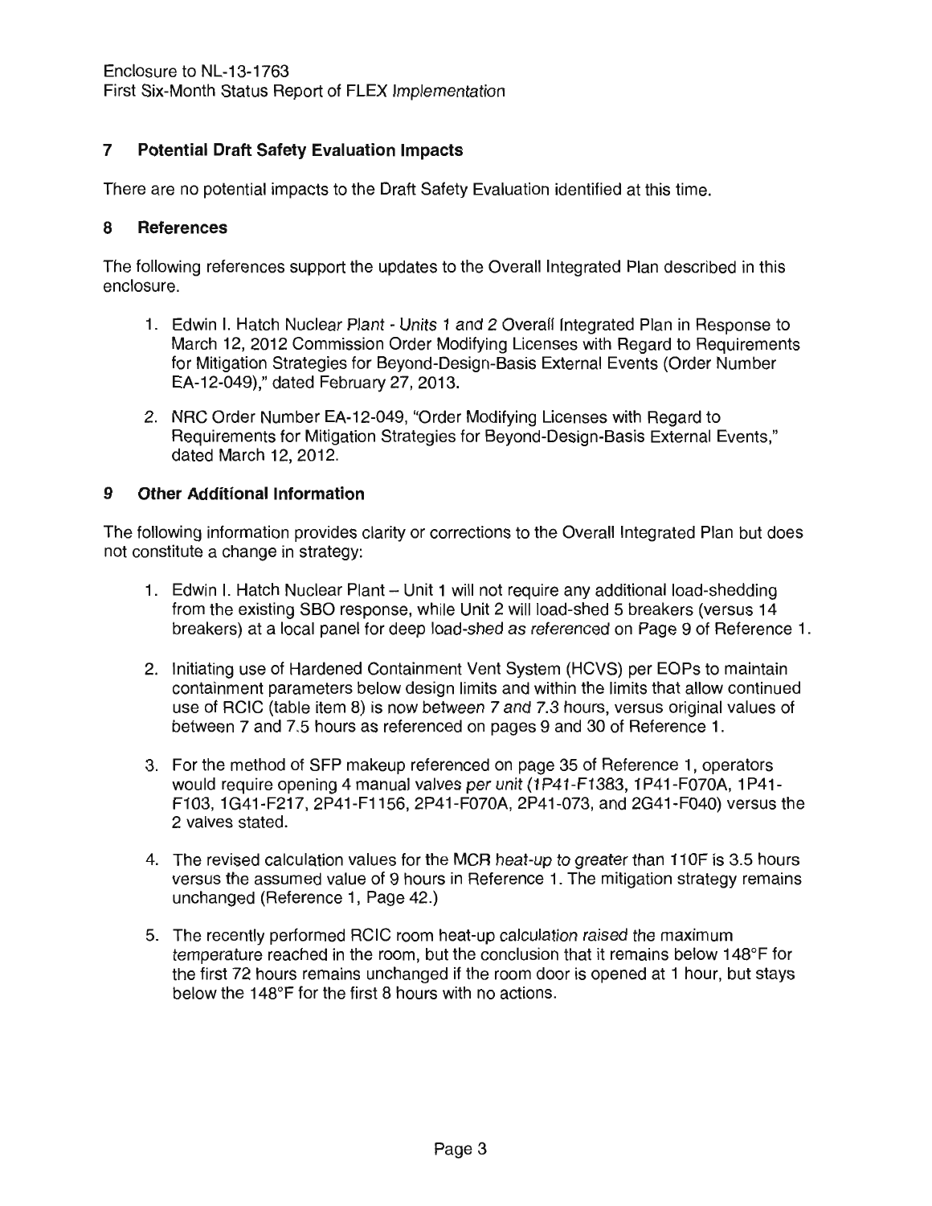Enclosure to NL-13-1763
First Six-Month Status Report of FLEX Implementation

## 7 Potential Draft Safety Evaluation Impacts

There are no potential impacts to the Draft Safety Evaluation identified at this time.

## 8 References

The following references support the updates to the Overall Integrated Plan described in this enclosure.

1. Edwin I. Hatch Nuclear Plant - Units 1 and 2 Overall Integrated Plan in Response to March 12, 2012 Commission Order Modifying Licenses with Regard to Requirements for Mitigation Strategies for Beyond-Design-Basis External Events (Order Number EA-12-049)," dated February 27, 2013.
2. NRC Order Number EA-12-049, "Order Modifying Licenses with Regard to Requirements for Mitigation Strategies for Beyond-Design-Basis External Events," dated March 12, 2012.

## 9 Other Additional Information

The following information provides clarity or corrections to the Overall Integrated Plan but does not constitute a change in strategy:

1. Edwin I. Hatch Nuclear Plant – Unit 1 will not require any additional load-shedding from the existing SBO response, while Unit 2 will load-shed 5 breakers (versus 14 breakers) at a local panel for deep load-shed as referenced on Page 9 of Reference 1.
2. Initiating use of Hardened Containment Vent System (HCVS) per EOPs to maintain containment parameters below design limits and within the limits that allow continued use of RCIC (table item 8) is now between 7 and 7.3 hours, versus original values of between 7 and 7.5 hours as referenced on pages 9 and 30 of Reference 1.
3. For the method of SFP makeup referenced on page 35 of Reference 1, operators would require opening 4 manual valves per unit (1P41-F1383, 1P41-F070A, 1P41-F103, 1G41-F217, 2P41-F1156, 2P41-F070A, 2P41-073, and 2G41-F040) versus the 2 valves stated.
4. The revised calculation values for the MCR heat-up to greater than 110F is 3.5 hours versus the assumed value of 9 hours in Reference 1. The mitigation strategy remains unchanged (Reference 1, Page 42.)
5. The recently performed RCIC room heat-up calculation raised the maximum temperature reached in the room, but the conclusion that it remains below 148°F for the first 72 hours remains unchanged if the room door is opened at 1 hour, but stays below the 148°F for the first 8 hours with no actions.